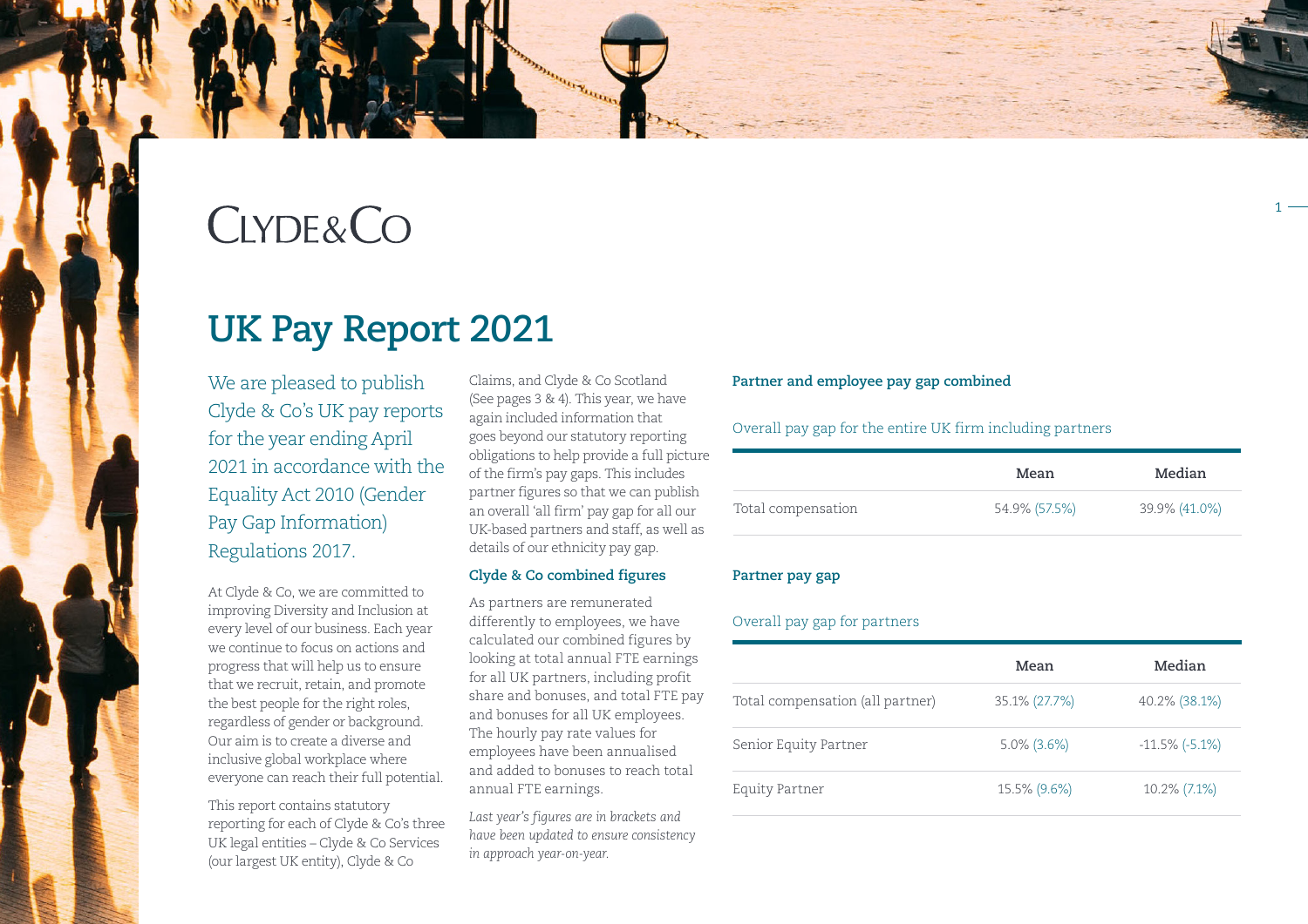CLYDE&CO

# UK Pay Report 2021

We are pleased to publish Clyde & Co's UK pay reports for the year ending April 2021 in accordance with the Equality Act 2010 (Gender Pay Gap Information) Regulations 2017.

At Clyde & Co, we are committed to improving Diversity and Inclusion at every level of our business. Each year we continue to focus on actions and progress that will help us to ensure that we recruit, retain, and promote the best people for the right roles, regardless of gender or background. Our aim is to create a diverse and inclusive global workplace where everyone can reach their full potential.

This report contains statutory reporting for each of Clyde & Co's three UK legal entities – Clyde & Co Services (our largest UK entity), Clyde & Co Claims, and Clyde & Co Scotland (See pages 3 & 4). This year, we have again included information that goes beyond our statutory reporting obligations to help provide a full picture of the firm's pay gaps. This includes partner figures so that we can publish an overall 'all firm' pay gap for all our UK-based partners and staff, as well as details of our ethnicity pay gap.

### Clyde & Co combined figures

As partners are remunerated differently to employees, we have calculated our combined figures by looking at total annual FTE earnings for all UK partners, including profit share and bonuses, and total FTE pay and bonuses for all UK employees. The hourly pay rate values for employees have been annualised and added to bonuses to reach total annual FTE earnings.

*Last year's figures are in brackets and have been updated to ensure consistency in approach year-on-year.*

### Partner and employee pay gap combined

Overall pay gap for the entire UK firm including partners

| | Mean | Median |
|---|---|---|
| Total compensation | 54.9% (57.5%) | 39.9% (41.0%) |

### Partner pay gap

Overall pay gap for partners

| | Mean | Median |
|---|---|---|
| Total compensation (all partner) | 35.1% (27.7%) | 40.2% (38.1%) |
| Senior Equity Partner | 5.0% (3.6%) | -11.5% (-5.1%) |
| Equity Partner | 15.5% (9.6%) | 10.2% (7.1%) |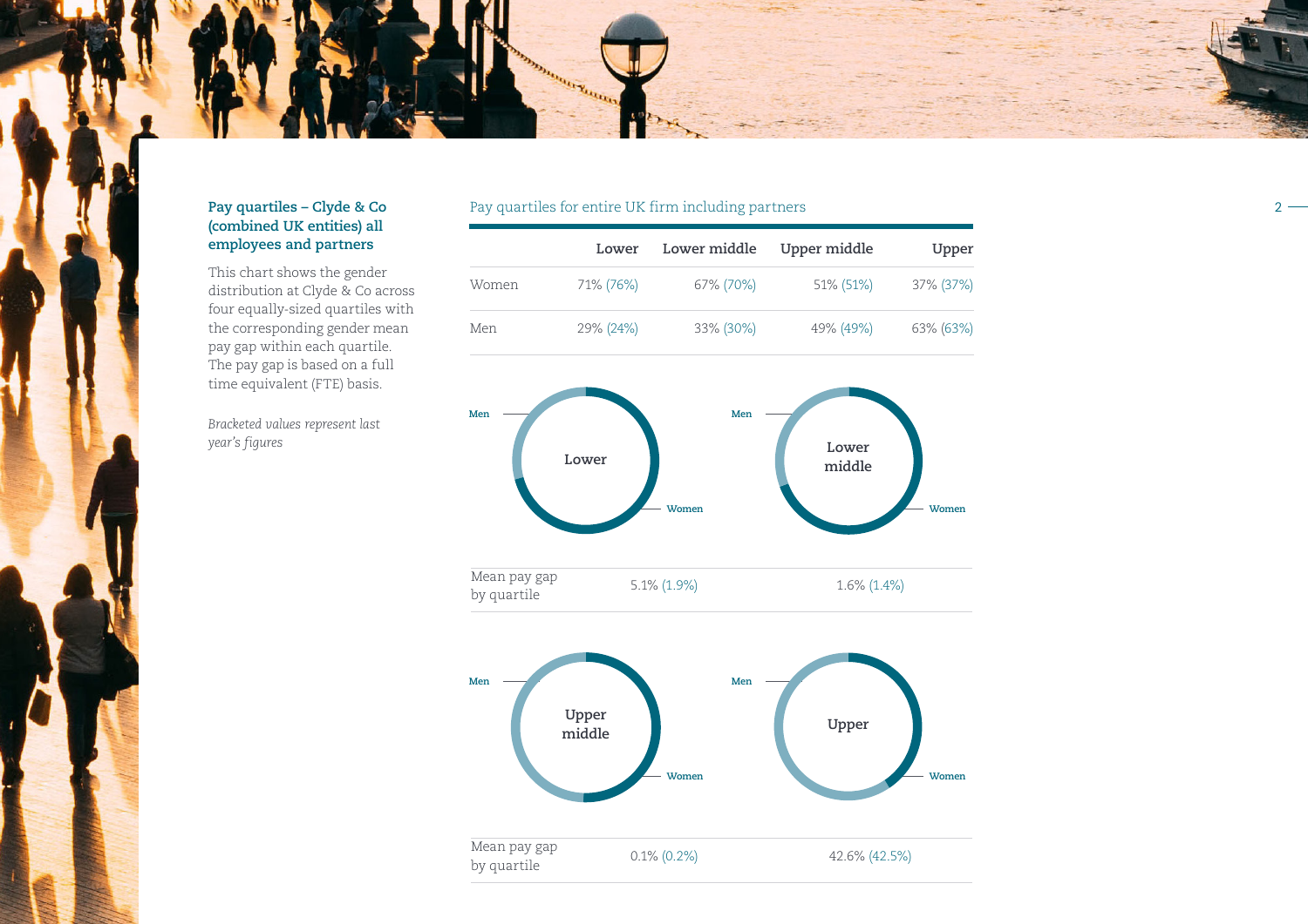### Pay quartiles – Clyde & Co (combined UK entities) all employees and partners

This chart shows the gender distribution at Clyde & Co across four equally-sized quartiles with the corresponding gender mean pay gap within each quartile. The pay gap is based on a full time equivalent (FTE) basis.

*Bracketed values represent last year's figures*

Pay quartiles for entire UK firm including partners

| | Lower | Lower middle | Upper middle | Upper |
|---|---|---|---|---|
| Women | 71% (76%) | 67% (70%) | 51% (51%) | 37% (37%) |
| Men | 29% (24%) | 33% (30%) | 49% (49%) | 63% (63%) |

| | Lower | Lower middle |
|---|---|---|
| Mean pay gap by quartile | 5.1% (1.9%) | 1.6% (1.4%) |

| | Upper middle | Upper |
|---|---|---|
| Mean pay gap by quartile | 0.1% (0.2%) | 42.6% (42.5%) |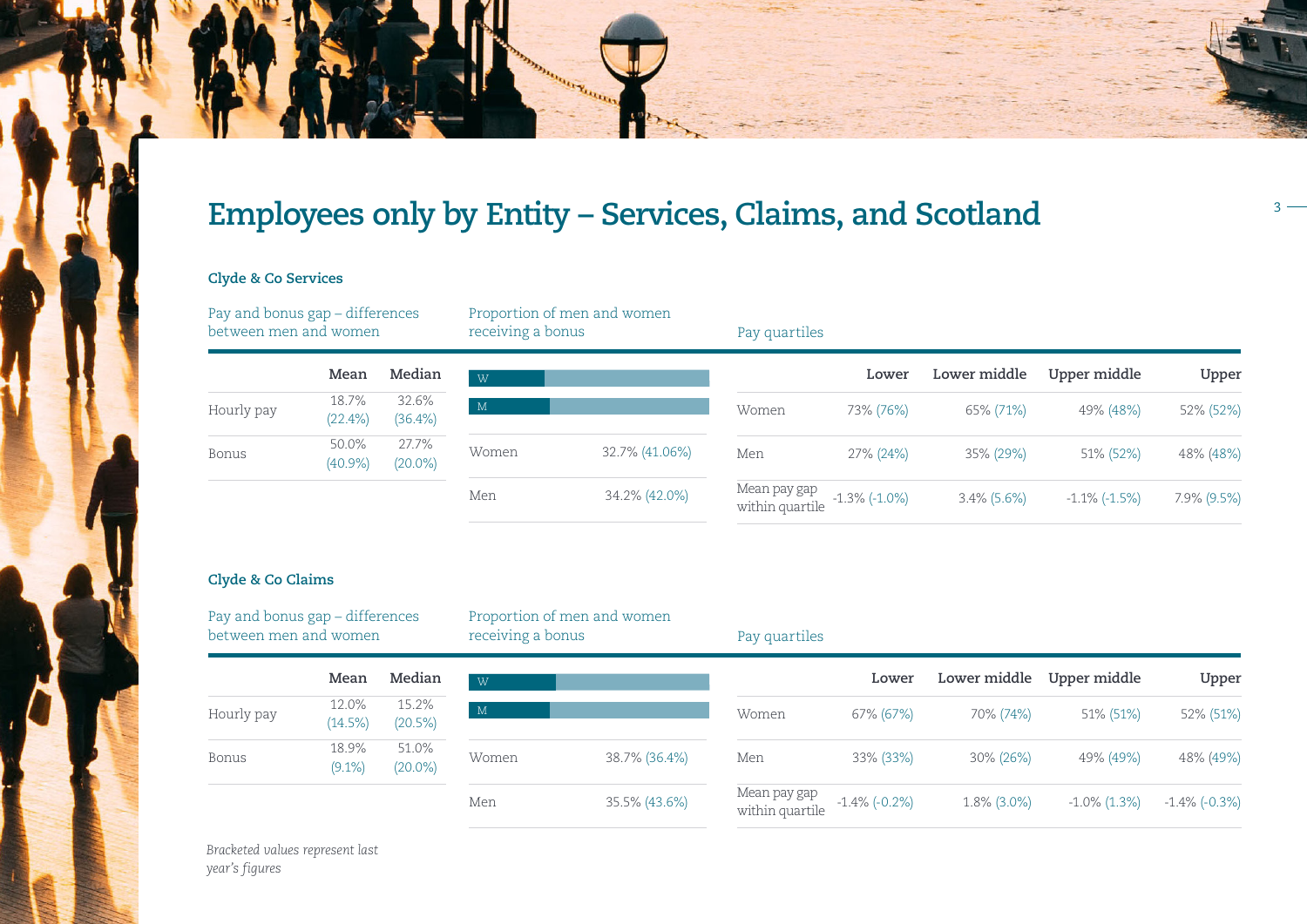# Employees only by Entity – Services, Claims, and Scotland

## Clyde & Co Services

### Pay and bonus gap – differences between men and women

| | Mean | Median |
|---|---|---|
| Hourly pay | 18.7% (22.4%) | 32.6% (36.4%) |
| Bonus | 50.0% (40.9%) | 27.7% (20.0%) |

### Proportion of men and women receiving a bonus

| | |
|---|---|
| Women | 32.7% (41.06%) |
| Men | 34.2% (42.0%) |

### Pay quartiles

| | Lower | Lower middle | Upper middle | Upper |
|---|---|---|---|---|
| Women | 73% (76%) | 65% (71%) | 49% (48%) | 52% (52%) |
| Men | 27% (24%) | 35% (29%) | 51% (52%) | 48% (48%) |
| Mean pay gap within quartile | -1.3% (-1.0%) | 3.4% (5.6%) | -1.1% (-1.5%) | 7.9% (9.5%) |

## Clyde & Co Claims

### Pay and bonus gap – differences between men and women

| | Mean | Median |
|---|---|---|
| Hourly pay | 12.0% (14.5%) | 15.2% (20.5%) |
| Bonus | 18.9% (9.1%) | 51.0% (20.0%) |

### Proportion of men and women receiving a bonus

| | |
|---|---|
| Women | 38.7% (36.4%) |
| Men | 35.5% (43.6%) |

### Pay quartiles

| | Lower | Lower middle | Upper middle | Upper |
|---|---|---|---|---|
| Women | 67% (67%) | 70% (74%) | 51% (51%) | 52% (51%) |
| Men | 33% (33%) | 30% (26%) | 49% (49%) | 48% (49%) |
| Mean pay gap within quartile | -1.4% (-0.2%) | 1.8% (3.0%) | -1.0% (1.3%) | -1.4% (-0.3%) |

*Bracketed values represent last year's figures*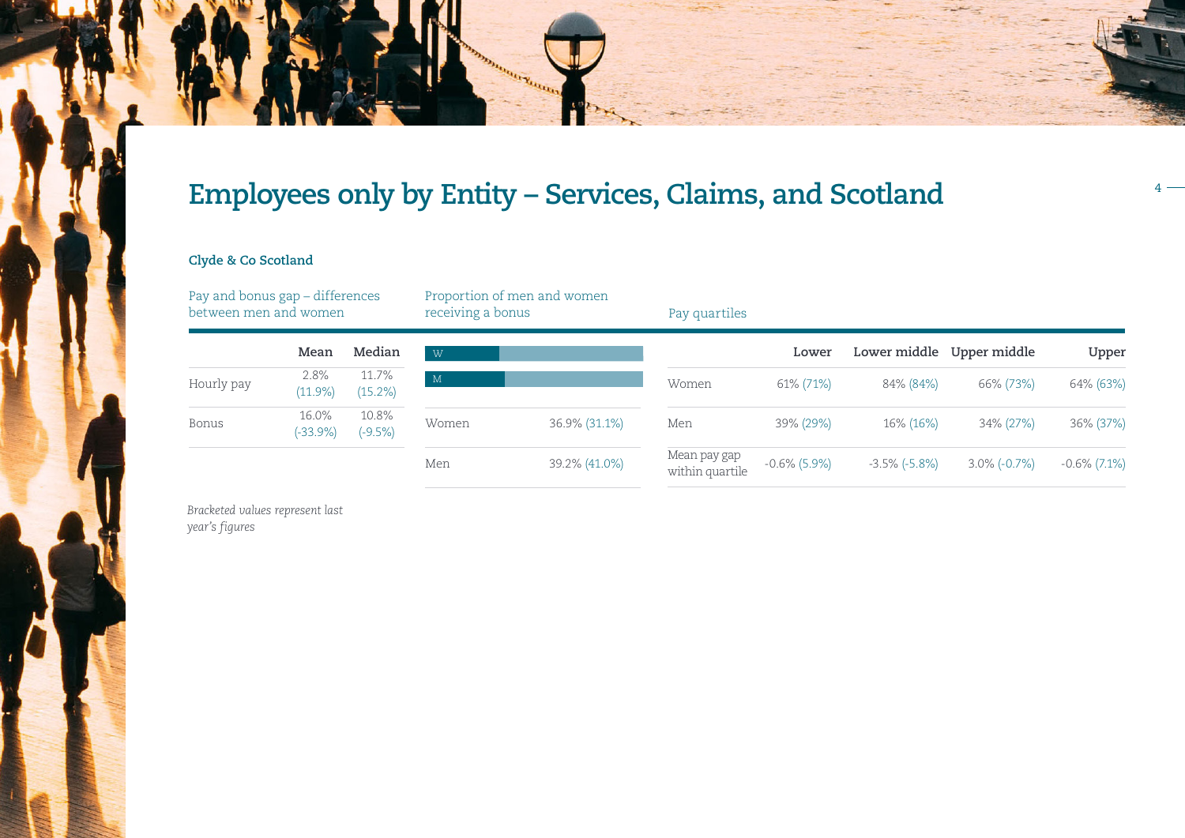# Employees only by Entity – Services, Claims, and Scotland

### Clyde & Co Scotland

**Pay and bonus gap – differences between men and women**

| | Mean | Median |
|---|---|---|
| Hourly pay | 2.8% (11.9%) | 11.7% (15.2%) |
| Bonus | 16.0% (-33.9%) | 10.8% (-9.5%) |

**Proportion of men and women receiving a bonus**

| | |
|---|---|
| Women | 36.9% (31.1%) |
| Men | 39.2% (41.0%) |

**Pay quartiles**

| | Lower | Lower middle | Upper middle | Upper |
|---|---|---|---|---|
| Women | 61% (71%) | 84% (84%) | 66% (73%) | 64% (63%) |
| Men | 39% (29%) | 16% (16%) | 34% (27%) | 36% (37%) |
| Mean pay gap within quartile | -0.6% (5.9%) | -3.5% (-5.8%) | 3.0% (-0.7%) | -0.6% (7.1%) |

*Bracketed values represent last year's figures*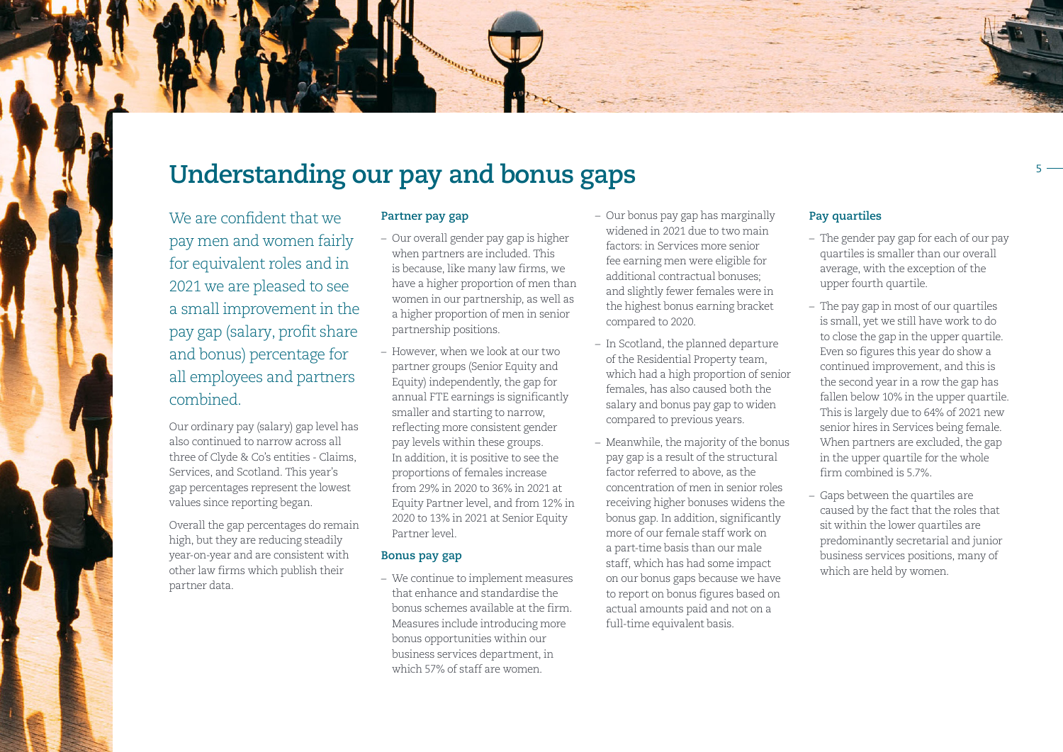# Understanding our pay and bonus gaps

We are confident that we pay men and women fairly for equivalent roles and in 2021 we are pleased to see a small improvement in the pay gap (salary, profit share and bonus) percentage for all employees and partners combined.

Our ordinary pay (salary) gap level has also continued to narrow across all three of Clyde & Co's entities - Claims, Services, and Scotland. This year's gap percentages represent the lowest values since reporting began.

Overall the gap percentages do remain high, but they are reducing steadily year-on-year and are consistent with other law firms which publish their partner data.

### Partner pay gap

- Our overall gender pay gap is higher when partners are included. This is because, like many law firms, we have a higher proportion of men than women in our partnership, as well as a higher proportion of men in senior partnership positions.
- However, when we look at our two partner groups (Senior Equity and Equity) independently, the gap for annual FTE earnings is significantly smaller and starting to narrow, reflecting more consistent gender pay levels within these groups. In addition, it is positive to see the proportions of females increase from 29% in 2020 to 36% in 2021 at Equity Partner level, and from 12% in 2020 to 13% in 2021 at Senior Equity Partner level.

### Bonus pay gap

- We continue to implement measures that enhance and standardise the bonus schemes available at the firm. Measures include introducing more bonus opportunities within our business services department, in which 57% of staff are women.
- Our bonus pay gap has marginally widened in 2021 due to two main factors: in Services more senior fee earning men were eligible for additional contractual bonuses; and slightly fewer females were in the highest bonus earning bracket compared to 2020.
- In Scotland, the planned departure of the Residential Property team, which had a high proportion of senior females, has also caused both the salary and bonus pay gap to widen compared to previous years.
- Meanwhile, the majority of the bonus pay gap is a result of the structural factor referred to above, as the concentration of men in senior roles receiving higher bonuses widens the bonus gap. In addition, significantly more of our female staff work on a part-time basis than our male staff, which has had some impact on our bonus gaps because we have to report on bonus figures based on actual amounts paid and not on a full-time equivalent basis.

### Pay quartiles

- The gender pay gap for each of our pay quartiles is smaller than our overall average, with the exception of the upper fourth quartile.
- The pay gap in most of our quartiles is small, yet we still have work to do to close the gap in the upper quartile. Even so figures this year do show a continued improvement, and this is the second year in a row the gap has fallen below 10% in the upper quartile. This is largely due to 64% of 2021 new senior hires in Services being female. When partners are excluded, the gap in the upper quartile for the whole firm combined is 5.7%.
- Gaps between the quartiles are caused by the fact that the roles that sit within the lower quartiles are predominantly secretarial and junior business services positions, many of which are held by women.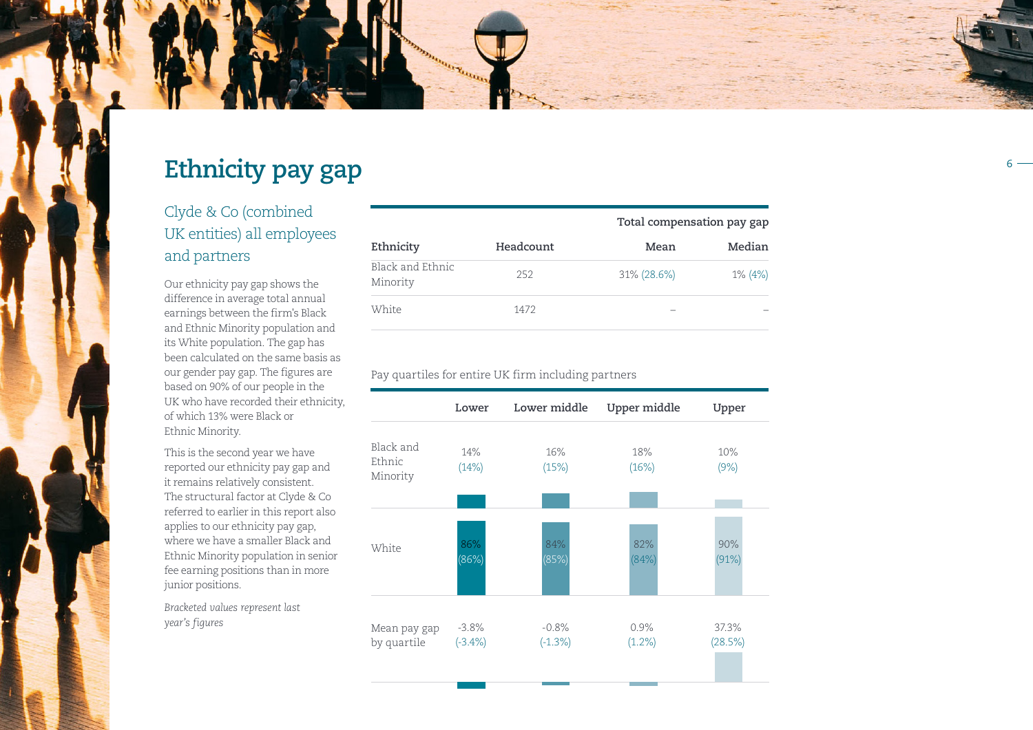# Ethnicity pay gap

## Clyde & Co (combined UK entities) all employees and partners

Our ethnicity pay gap shows the difference in average total annual earnings between the firm's Black and Ethnic Minority population and its White population. The gap has been calculated on the same basis as our gender pay gap. The figures are based on 90% of our people in the UK who have recorded their ethnicity, of which 13% were Black or Ethnic Minority.

This is the second year we have reported our ethnicity pay gap and it remains relatively consistent. The structural factor at Clyde & Co referred to earlier in this report also applies to our ethnicity pay gap, where we have a smaller Black and Ethnic Minority population in senior fee earning positions than in more junior positions.

*Bracketed values represent last year's figures*

| | | Total compensation pay gap | |
|---|---|---|---|
| Ethnicity | Headcount | Mean | Median |
| Black and Ethnic Minority | 252 | 31% (28.6%) | 1% (4%) |
| White | 1472 | – | – |

Pay quartiles for entire UK firm including partners

| | Lower | Lower middle | Upper middle | Upper |
|---|---|---|---|---|
| Black and Ethnic Minority | 14% (14%) | 16% (15%) | 18% (16%) | 10% (9%) |
| White | 86% (86%) | 84% (85%) | 82% (84%) | 90% (91%) |
| Mean pay gap by quartile | -3.8% (-3.4%) | -0.8% (-1.3%) | 0.9% (1.2%) | 37.3% (28.5%) |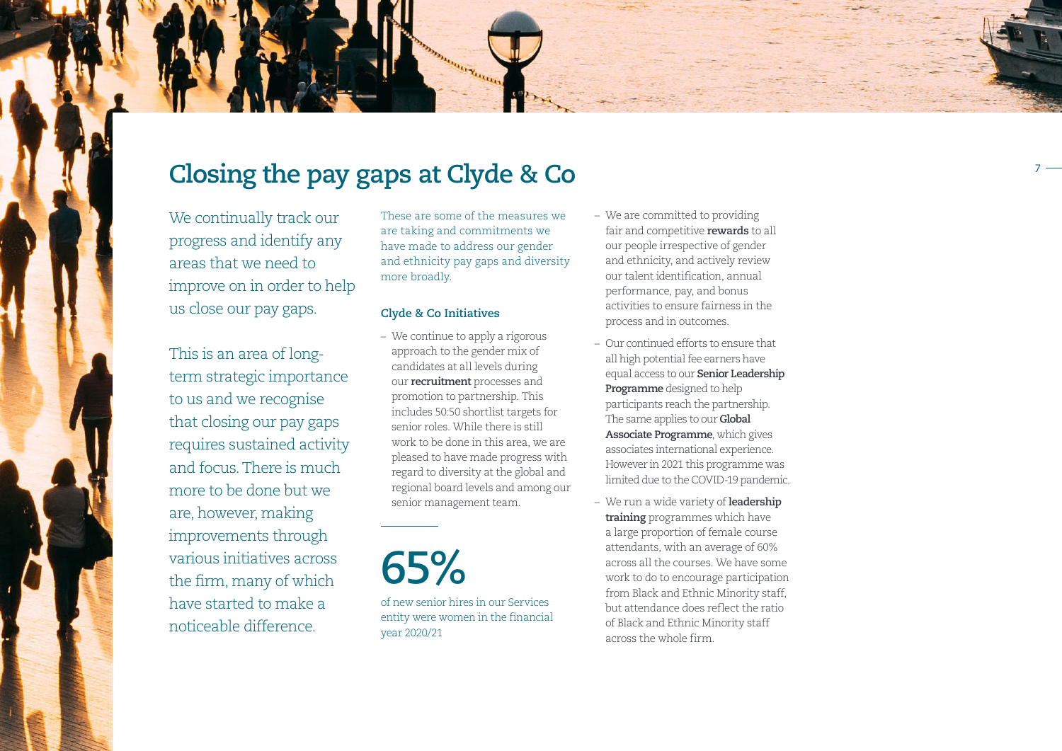# Closing the pay gaps at Clyde & Co

We continually track our progress and identify any areas that we need to improve on in order to help us close our pay gaps.

This is an area of long-term strategic importance to us and we recognise that closing our pay gaps requires sustained activity and focus. There is much more to be done but we are, however, making improvements through various initiatives across the firm, many of which have started to make a noticeable difference.

These are some of the measures we are taking and commitments we have made to address our gender and ethnicity pay gaps and diversity more broadly.

### Clyde & Co Initiatives

- We continue to apply a rigorous approach to the gender mix of candidates at all levels during our **recruitment** processes and promotion to partnership. This includes 50:50 shortlist targets for senior roles. While there is still work to be done in this area, we are pleased to have made progress with regard to diversity at the global and regional board levels and among our senior management team.

**65%**

of new senior hires in our Services entity were women in the financial year 2020/21

- We are committed to providing fair and competitive **rewards** to all our people irrespective of gender and ethnicity, and actively review our talent identification, annual performance, pay, and bonus activities to ensure fairness in the process and in outcomes.
- Our continued efforts to ensure that all high potential fee earners have equal access to our **Senior Leadership Programme** designed to help participants reach the partnership. The same applies to our **Global Associate Programme**, which gives associates international experience. However in 2021 this programme was limited due to the COVID-19 pandemic.
- We run a wide variety of **leadership training** programmes which have a large proportion of female course attendants, with an average of 60% across all the courses. We have some work to do to encourage participation from Black and Ethnic Minority staff, but attendance does reflect the ratio of Black and Ethnic Minority staff across the whole firm.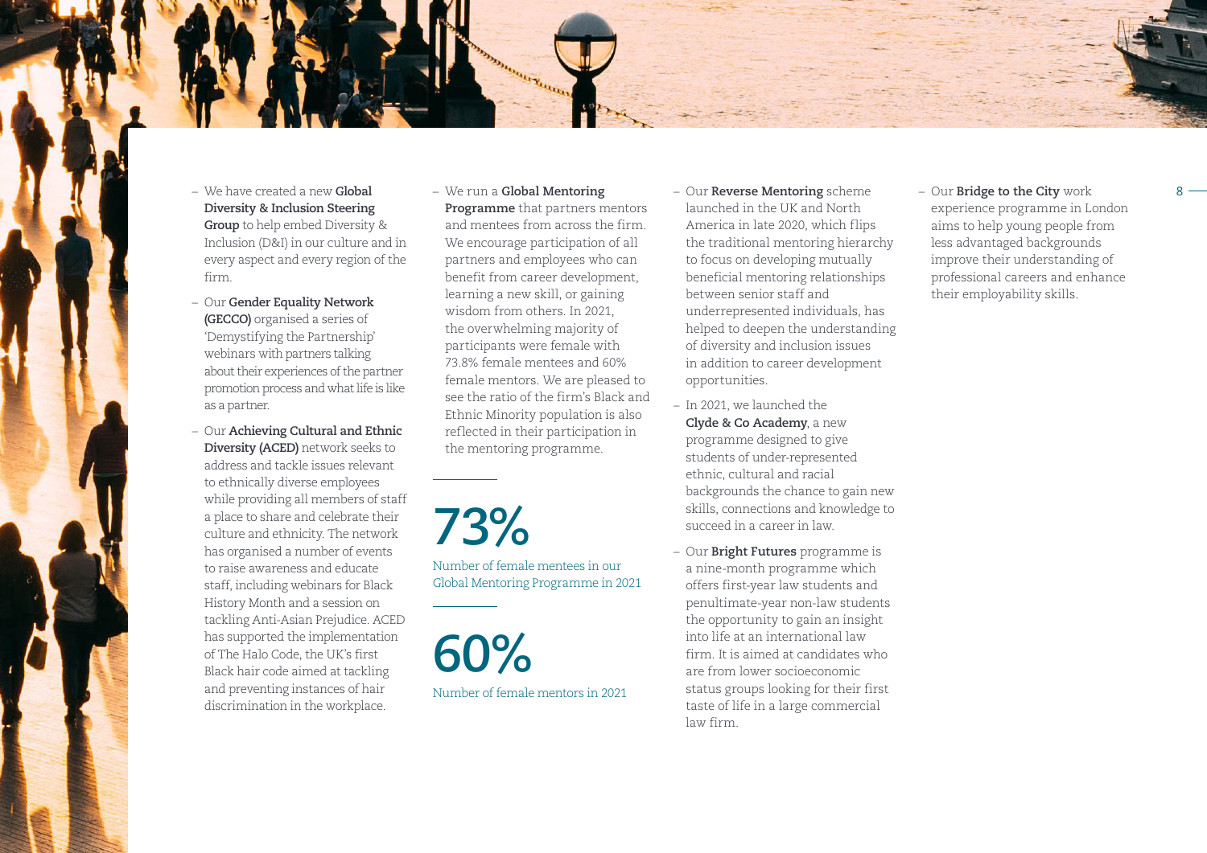- We have created a new **Global Diversity & Inclusion Steering Group** to help embed Diversity & Inclusion (D&I) in our culture and in every aspect and every region of the firm.
- Our **Gender Equality Network (GECCO)** organised a series of 'Demystifying the Partnership' webinars with partners talking about their experiences of the partner promotion process and what life is like as a partner.
- Our **Achieving Cultural and Ethnic Diversity (ACED)** network seeks to address and tackle issues relevant to ethnically diverse employees while providing all members of staff a place to share and celebrate their culture and ethnicity. The network has organised a number of events to raise awareness and educate staff, including webinars for Black History Month and a session on tackling Anti-Asian Prejudice. ACED has supported the implementation of The Halo Code, the UK's first Black hair code aimed at tackling and preventing instances of hair discrimination in the workplace.
- We run a **Global Mentoring Programme** that partners mentors and mentees from across the firm. We encourage participation of all partners and employees who can benefit from career development, learning a new skill, or gaining wisdom from others. In 2021, the overwhelming majority of participants were female with 73.8% female mentees and 60% female mentors. We are pleased to see the ratio of the firm's Black and Ethnic Minority population is also reflected in their participation in the mentoring programme.

**73%**

Number of female mentees in our Global Mentoring Programme in 2021

**60%**

Number of female mentors in 2021

- Our **Reverse Mentoring** scheme launched in the UK and North America in late 2020, which flips the traditional mentoring hierarchy to focus on developing mutually beneficial mentoring relationships between senior staff and underrepresented individuals, has helped to deepen the understanding of diversity and inclusion issues in addition to career development opportunities.
- In 2021, we launched the **Clyde & Co Academy**, a new programme designed to give students of under-represented ethnic, cultural and racial backgrounds the chance to gain new skills, connections and knowledge to succeed in a career in law.
- Our **Bright Futures** programme is a nine-month programme which offers first-year law students and penultimate-year non-law students the opportunity to gain an insight into life at an international law firm. It is aimed at candidates who are from lower socioeconomic status groups looking for their first taste of life in a large commercial law firm.
- Our **Bridge to the City** work experience programme in London aims to help young people from less advantaged backgrounds improve their understanding of professional careers and enhance their employability skills.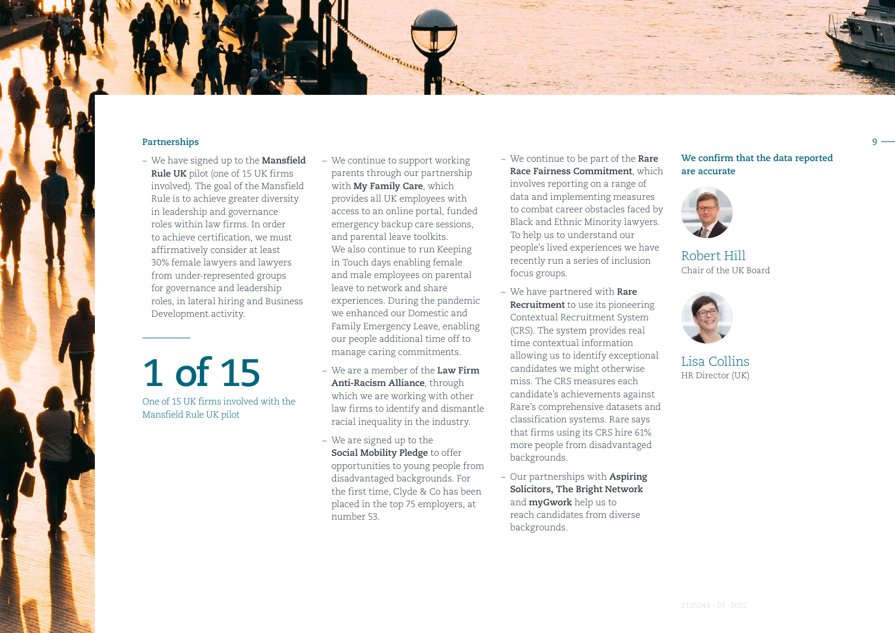## Partnerships

- We have signed up to the **Mansfield Rule UK** pilot (one of 15 UK firms involved). The goal of the Mansfield Rule is to achieve greater diversity in leadership and governance roles within law firms. In order to achieve certification, we must affirmatively consider at least 30% female lawyers and lawyers from under-represented groups for governance and leadership roles, in lateral hiring and Business Development activity.

**1 of 15**

One of 15 UK firms involved with the Mansfield Rule UK pilot

- We continue to support working parents through our partnership with **My Family Care**, which provides all UK employees with access to an online portal, funded emergency backup care sessions, and parental leave toolkits. We also continue to run Keeping in Touch days enabling female and male employees on parental leave to network and share experiences. During the pandemic we enhanced our Domestic and Family Emergency Leave, enabling our people additional time off to manage caring commitments.
- We are a member of the **Law Firm Anti-Racism Alliance**, through which we are working with other law firms to identify and dismantle racial inequality in the industry.
- We are signed up to the **Social Mobility Pledge** to offer opportunities to young people from disadvantaged backgrounds. For the first time, Clyde & Co has been placed in the top 75 employers, at number 53.
- We continue to be part of the **Rare Race Fairness Commitment**, which involves reporting on a range of data and implementing measures to combat career obstacles faced by Black and Ethnic Minority lawyers. To help us to understand our people's lived experiences we have recently run a series of inclusion focus groups.
- We have partnered with **Rare Recruitment** to use its pioneering Contextual Recruitment System (CRS). The system provides real time contextual information allowing us to identify exceptional candidates we might otherwise miss. The CRS measures each candidate's achievements against Rare's comprehensive datasets and classification systems. Rare says that firms using its CRS hire 61% more people from disadvantaged backgrounds.
- Our partnerships with **Aspiring Solicitors, The Bright Network** and **myGwork** help us to reach candidates from diverse backgrounds.

**We confirm that the data reported are accurate**

Robert Hill
Chair of the UK Board

Lisa Collins
HR Director (UK)

2125048 - 03 -2022